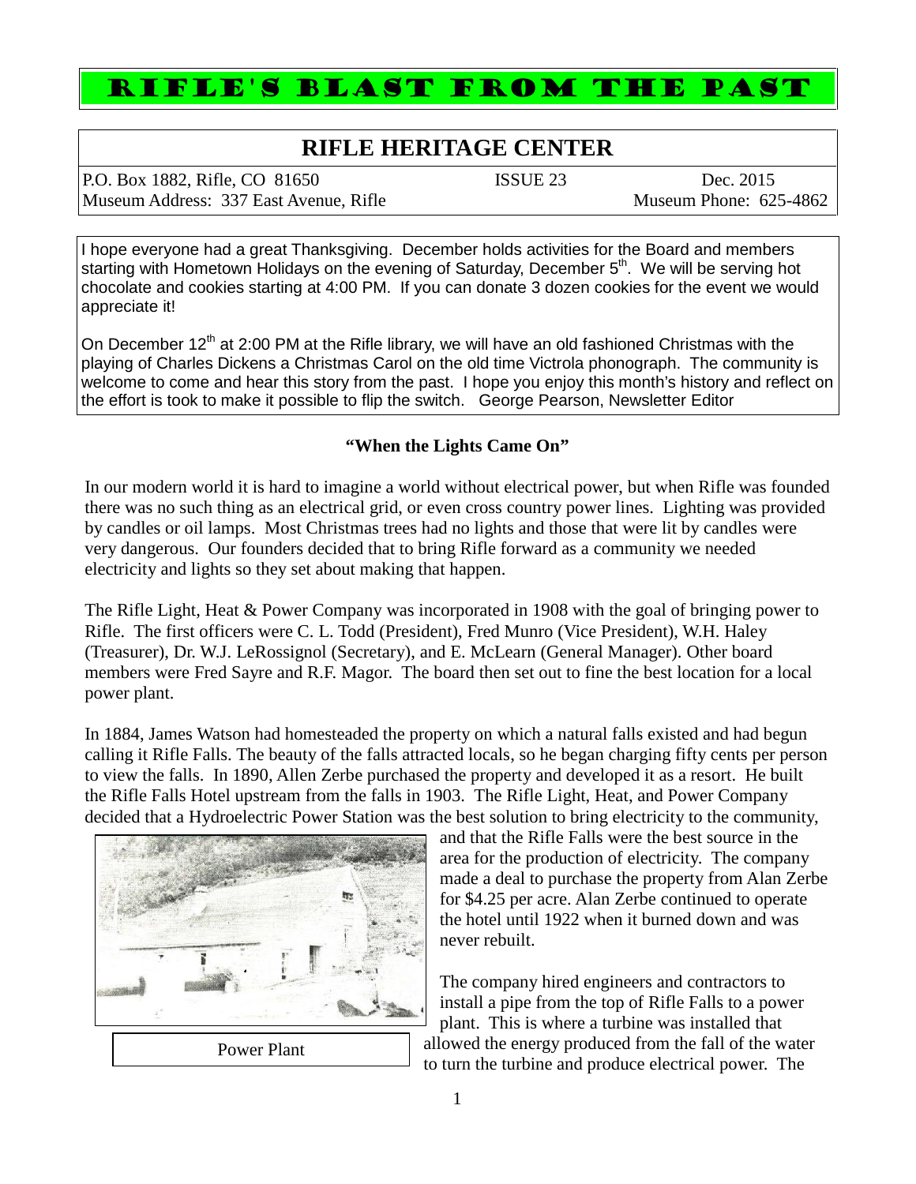# RIFLE'S BLAST FROM THE PAST

## RIFLE HERITAGE CENTER

P.O. Box 1882, Rifle, CO 81650 | ISSUE 23 | Dec. 2015
Museum Address: 337 East Avenue, Rifle | Museum Phone: 625-4862

I hope everyone had a great Thanksgiving. December holds activities for the Board and members starting with Hometown Holidays on the evening of Saturday, December 5th. We will be serving hot chocolate and cookies starting at 4:00 PM. If you can donate 3 dozen cookies for the event we would appreciate it!

On December 12th at 2:00 PM at the Rifle library, we will have an old fashioned Christmas with the playing of Charles Dickens a Christmas Carol on the old time Victrola phonograph. The community is welcome to come and hear this story from the past. I hope you enjoy this month's history and reflect on the effort is took to make it possible to flip the switch. George Pearson, Newsletter Editor

### "When the Lights Came On"

In our modern world it is hard to imagine a world without electrical power, but when Rifle was founded there was no such thing as an electrical grid, or even cross country power lines. Lighting was provided by candles or oil lamps. Most Christmas trees had no lights and those that were lit by candles were very dangerous. Our founders decided that to bring Rifle forward as a community we needed electricity and lights so they set about making that happen.

The Rifle Light, Heat & Power Company was incorporated in 1908 with the goal of bringing power to Rifle. The first officers were C. L. Todd (President), Fred Munro (Vice President), W.H. Haley (Treasurer), Dr. W.J. LeRossignol (Secretary), and E. McLearn (General Manager). Other board members were Fred Sayre and R.F. Magor. The board then set out to fine the best location for a local power plant.

In 1884, James Watson had homesteaded the property on which a natural falls existed and had begun calling it Rifle Falls. The beauty of the falls attracted locals, so he began charging fifty cents per person to view the falls. In 1890, Allen Zerbe purchased the property and developed it as a resort. He built the Rifle Falls Hotel upstream from the falls in 1903. The Rifle Light, Heat, and Power Company decided that a Hydroelectric Power Station was the best solution to bring electricity to the community, and that the Rifle Falls were the best source in the area for the production of electricity. The company made a deal to purchase the property from Alan Zerbe for $4.25 per acre. Alan Zerbe continued to operate the hotel until 1922 when it burned down and was never rebuilt.

Power Plant

The company hired engineers and contractors to install a pipe from the top of Rifle Falls to a power plant. This is where a turbine was installed that allowed the energy produced from the fall of the water to turn the turbine and produce electrical power. The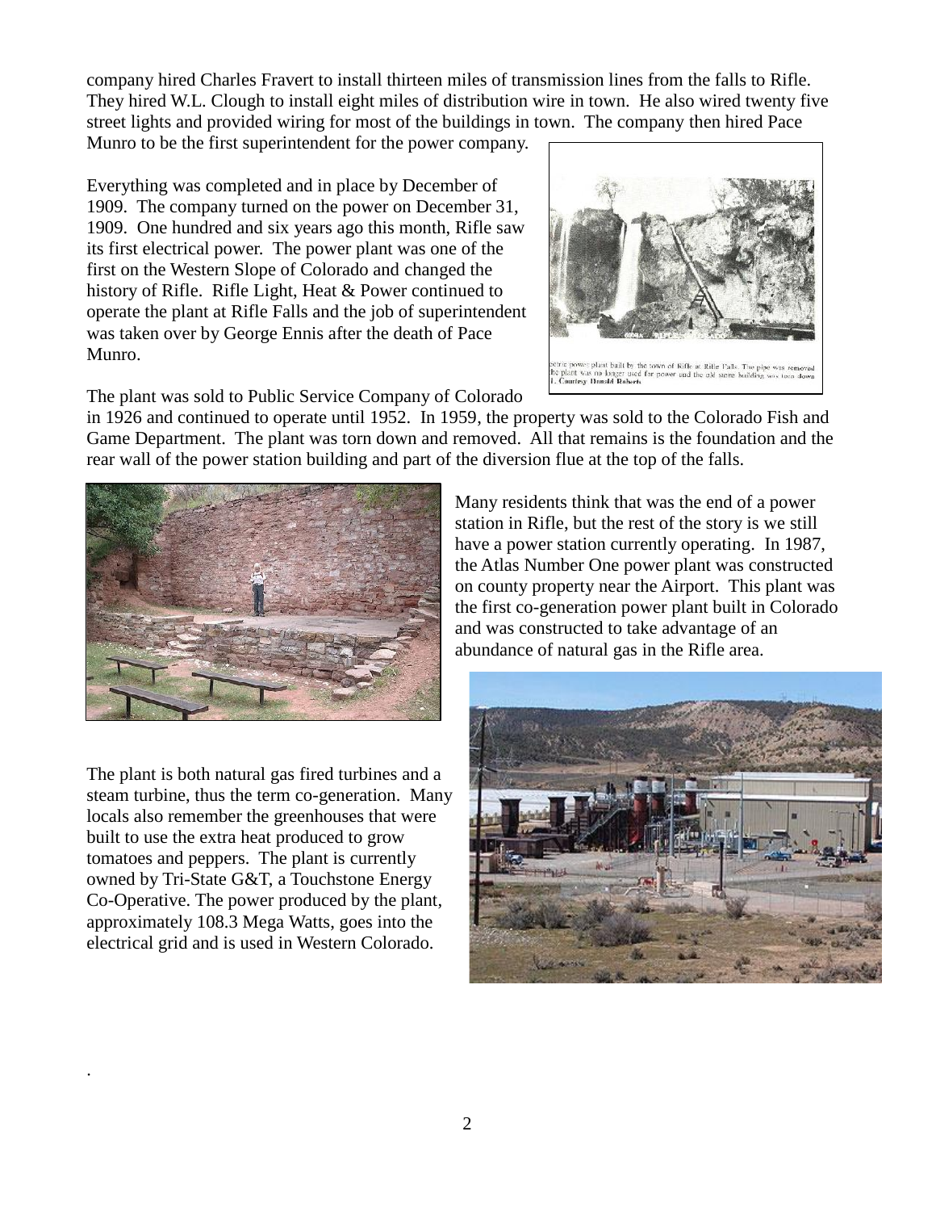company hired Charles Fravert to install thirteen miles of transmission lines from the falls to Rifle. They hired W.L. Clough to install eight miles of distribution wire in town. He also wired twenty five street lights and provided wiring for most of the buildings in town. The company then hired Pace Munro to be the first superintendent for the power company.

Everything was completed and in place by December of 1909. The company turned on the power on December 31, 1909. One hundred and six years ago this month, Rifle saw its first electrical power. The power plant was one of the first on the Western Slope of Colorado and changed the history of Rifle. Rifle Light, Heat & Power continued to operate the plant at Rifle Falls and the job of superintendent was taken over by George Ennis after the death of Pace Munro.

ectric power plant built by the town of Rifle at Rifle Falls. The pipe was removed the plant was no longer used for power and the old stone building was torn down l. Courtesy Donald Roberts

The plant was sold to Public Service Company of Colorado in 1926 and continued to operate until 1952. In 1959, the property was sold to the Colorado Fish and Game Department. The plant was torn down and removed. All that remains is the foundation and the rear wall of the power station building and part of the diversion flue at the top of the falls.

Many residents think that was the end of a power station in Rifle, but the rest of the story is we still have a power station currently operating. In 1987, the Atlas Number One power plant was constructed on county property near the Airport. This plant was the first co-generation power plant built in Colorado and was constructed to take advantage of an abundance of natural gas in the Rifle area.

The plant is both natural gas fired turbines and a steam turbine, thus the term co-generation. Many locals also remember the greenhouses that were built to use the extra heat produced to grow tomatoes and peppers. The plant is currently owned by Tri-State G&T, a Touchstone Energy Co-Operative. The power produced by the plant, approximately 108.3 Mega Watts, goes into the electrical grid and is used in Western Colorado.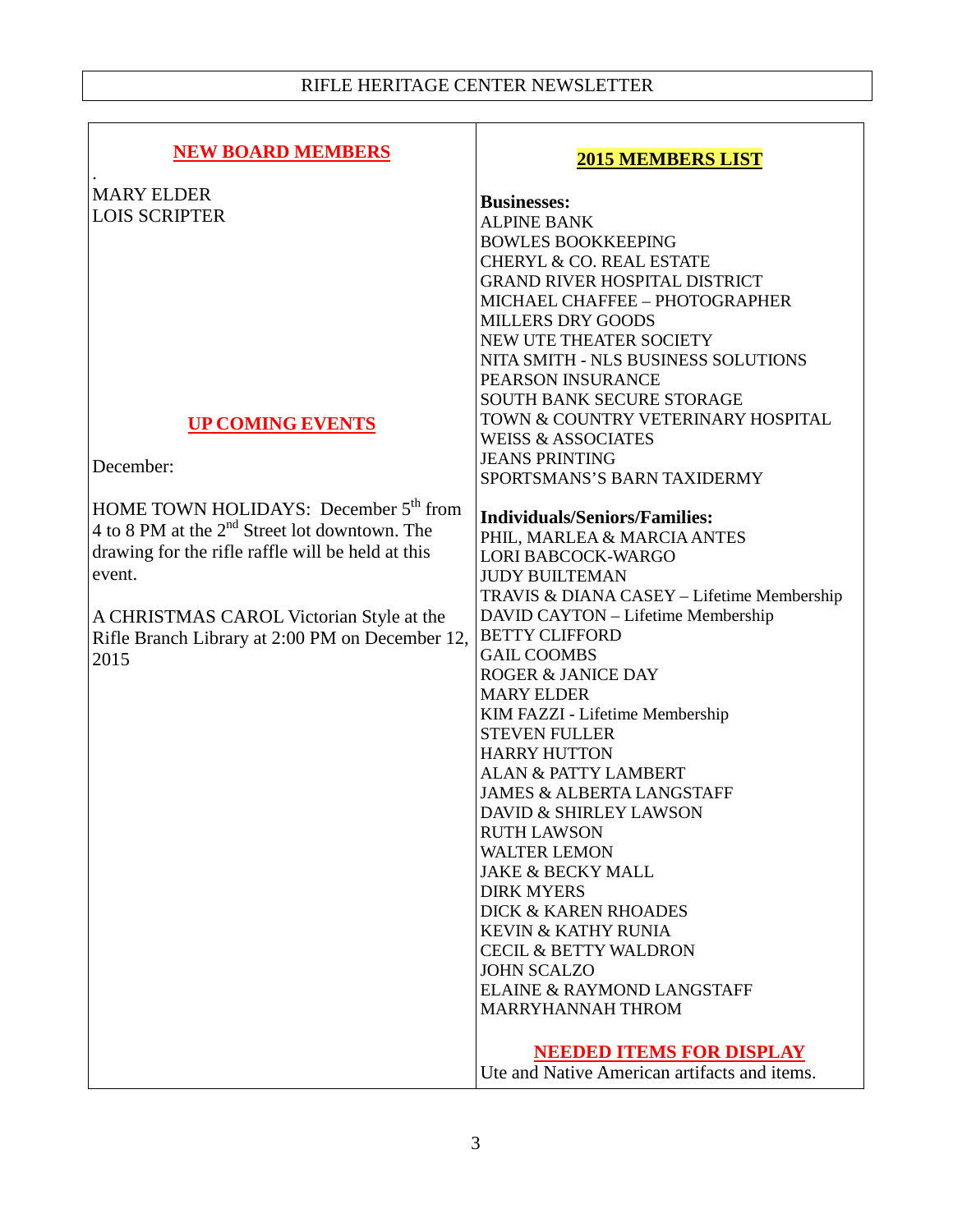RIFLE HERITAGE CENTER NEWSLETTER

## NEW BOARD MEMBERS

.

MARY ELDER
LOIS SCRIPTER

## UP COMING EVENTS

December:

HOME TOWN HOLIDAYS: December 5th from 4 to 8 PM at the 2nd Street lot downtown. The drawing for the rifle raffle will be held at this event.

A CHRISTMAS CAROL Victorian Style at the Rifle Branch Library at 2:00 PM on December 12, 2015

## 2015 MEMBERS LIST

**Businesses:**

ALPINE BANK
BOWLES BOOKKEEPING
CHERYL & CO. REAL ESTATE
GRAND RIVER HOSPITAL DISTRICT
MICHAEL CHAFFEE – PHOTOGRAPHER
MILLERS DRY GOODS
NEW UTE THEATER SOCIETY
NITA SMITH - NLS BUSINESS SOLUTIONS
PEARSON INSURANCE
SOUTH BANK SECURE STORAGE
TOWN & COUNTRY VETERINARY HOSPITAL
WEISS & ASSOCIATES
JEANS PRINTING
SPORTSMANS'S BARN TAXIDERMY

**Individuals/Seniors/Families:**

PHIL, MARLEA & MARCIA ANTES
LORI BABCOCK-WARGO
JUDY BUILTEMAN
TRAVIS & DIANA CASEY – Lifetime Membership
DAVID CAYTON – Lifetime Membership
BETTY CLIFFORD
GAIL COOMBS
ROGER & JANICE DAY
MARY ELDER
KIM FAZZI - Lifetime Membership
STEVEN FULLER
HARRY HUTTON
ALAN & PATTY LAMBERT
JAMES & ALBERTA LANGSTAFF
DAVID & SHIRLEY LAWSON
RUTH LAWSON
WALTER LEMON
JAKE & BECKY MALL
DIRK MYERS
DICK & KAREN RHOADES
KEVIN & KATHY RUNIA
CECIL & BETTY WALDRON
JOHN SCALZO
ELAINE & RAYMOND LANGSTAFF
MARRYHANNAH THROM

## NEEDED ITEMS FOR DISPLAY

Ute and Native American artifacts and items.